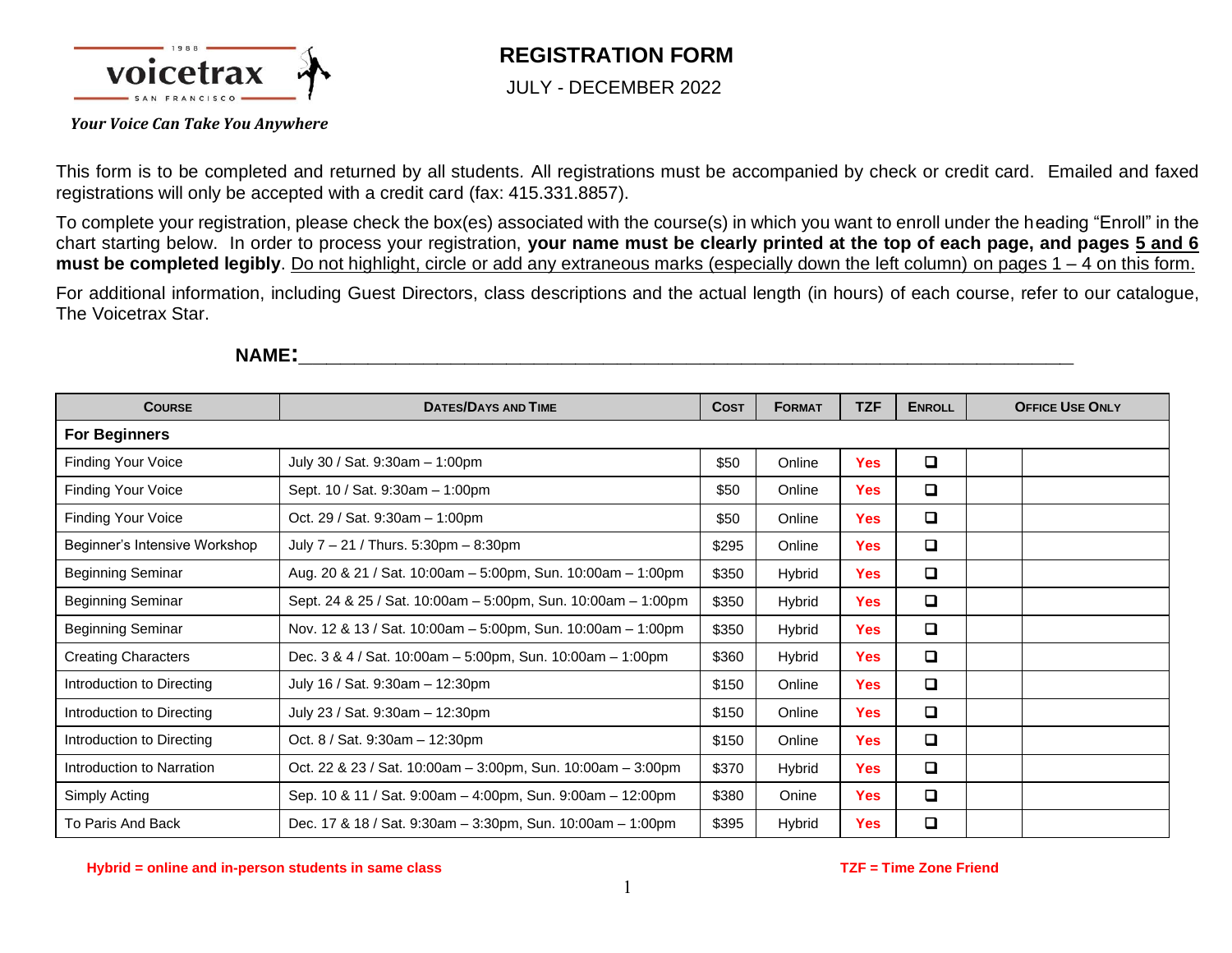1988

voicetrax

SAN FRANCISCO

*Your Voice Can Take You Anywhere*

# REGISTRATION FORM

JULY - DECEMBER 2022

This form is to be completed and returned by all students. All registrations must be accompanied by check or credit card. Emailed and faxed registrations will only be accepted with a credit card (fax: 415.331.8857).

To complete your registration, please check the box(es) associated with the course(s) in which you want to enroll under the heading "Enroll" in the chart starting below. In order to process your registration, **your name must be clearly printed at the top of each page, and pages 5 and 6 must be completed legibly**. Do not highlight, circle or add any extraneous marks (especially down the left column) on pages 1 – 4 on this form.

For additional information, including Guest Directors, class descriptions and the actual length (in hours) of each course, refer to our catalogue, The Voicetrax Star.

**NAME:**_______________________________________________________________

| COURSE | DATES/DAYS AND TIME | COST | FORMAT | TZF | ENROLL | OFFICE USE ONLY | |
|---|---|---|---|---|---|---|---|
| **For Beginners** | | | | | | | |
| Finding Your Voice | July 30 / Sat. 9:30am – 1:00pm | $50 | Online | Yes | ❑ | | |
| Finding Your Voice | Sept. 10 / Sat. 9:30am – 1:00pm | $50 | Online | Yes | ❑ | | |
| Finding Your Voice | Oct. 29 / Sat. 9:30am – 1:00pm | $50 | Online | Yes | ❑ | | |
| Beginner's Intensive Workshop | July 7 – 21 / Thurs. 5:30pm – 8:30pm | $295 | Online | Yes | ❑ | | |
| Beginning Seminar | Aug. 20 & 21 / Sat. 10:00am – 5:00pm, Sun. 10:00am – 1:00pm | $350 | Hybrid | Yes | ❑ | | |
| Beginning Seminar | Sept. 24 & 25 / Sat. 10:00am – 5:00pm, Sun. 10:00am – 1:00pm | $350 | Hybrid | Yes | ❑ | | |
| Beginning Seminar | Nov. 12 & 13 / Sat. 10:00am – 5:00pm, Sun. 10:00am – 1:00pm | $350 | Hybrid | Yes | ❑ | | |
| Creating Characters | Dec. 3 & 4 / Sat. 10:00am – 5:00pm, Sun. 10:00am – 1:00pm | $360 | Hybrid | Yes | ❑ | | |
| Introduction to Directing | July 16 / Sat. 9:30am – 12:30pm | $150 | Online | Yes | ❑ | | |
| Introduction to Directing | July 23 / Sat. 9:30am – 12:30pm | $150 | Online | Yes | ❑ | | |
| Introduction to Directing | Oct. 8 / Sat. 9:30am – 12:30pm | $150 | Online | Yes | ❑ | | |
| Introduction to Narration | Oct. 22 & 23 / Sat. 10:00am – 3:00pm, Sun. 10:00am – 3:00pm | $370 | Hybrid | Yes | ❑ | | |
| Simply Acting | Sep. 10 & 11 / Sat. 9:00am – 4:00pm, Sun. 9:00am – 12:00pm | $380 | Onine | Yes | ❑ | | |
| To Paris And Back | Dec. 17 & 18 / Sat. 9:30am – 3:30pm, Sun. 10:00am – 1:00pm | $395 | Hybrid | Yes | ❑ | | |

**Hybrid = online and in-person students in same class**

**TZF = Time Zone Friend**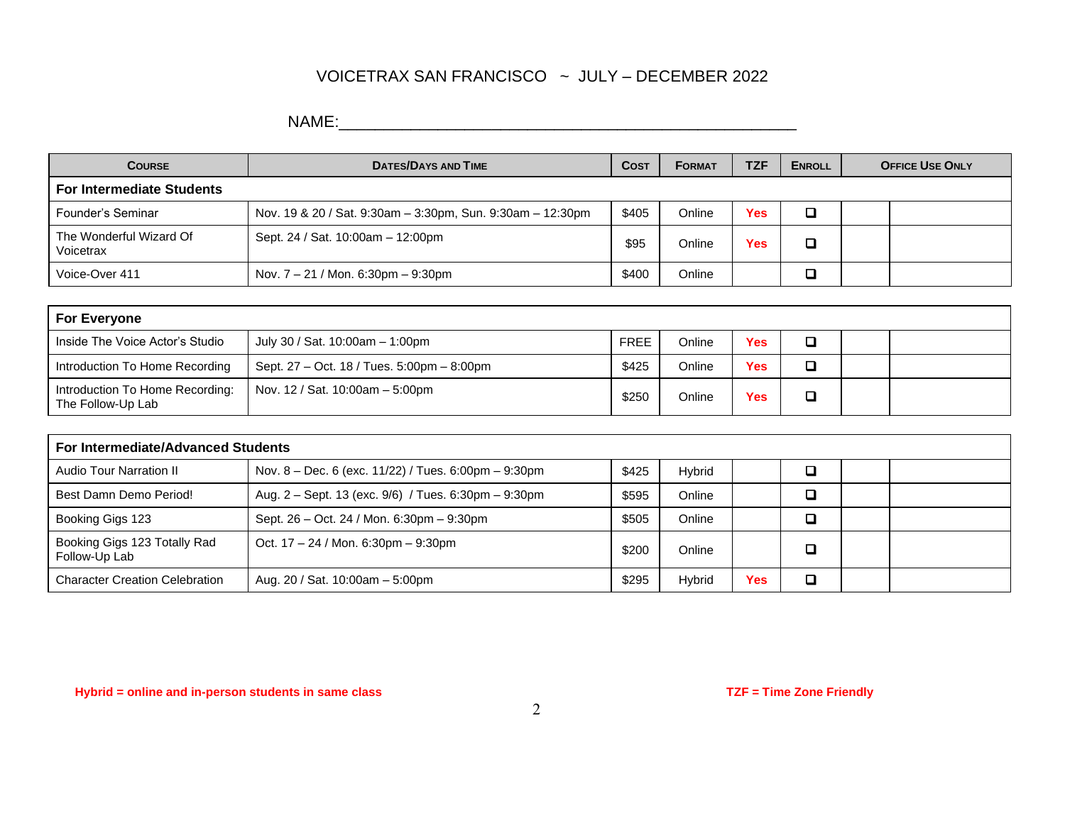VOICETRAX SAN FRANCISCO ~ JULY – DECEMBER 2022

NAME:\_\_\_\_\_\_\_\_\_\_\_\_\_\_\_\_\_\_\_\_\_\_\_\_\_\_\_\_\_\_\_\_\_\_\_\_\_\_\_\_\_\_\_\_\_\_\_\_\_\_\_\_

| COURSE | DATES/DAYS AND TIME | COST | FORMAT | TZF | ENROLL | OFFICE USE ONLY | |
|---|---|---|---|---|---|---|---|
| **For Intermediate Students** | | | | | | | |
| Founder's Seminar | Nov. 19 & 20 / Sat. 9:30am – 3:30pm, Sun. 9:30am – 12:30pm | $405 | Online | **Yes** | ❑ | | |
| The Wonderful Wizard Of Voicetrax | Sept. 24 / Sat. 10:00am – 12:00pm | $95 | Online | **Yes** | ❑ | | |
| Voice-Over 411 | Nov. 7 – 21 / Mon. 6:30pm – 9:30pm | $400 | Online | | ❑ | | |
| **For Everyone** | | | | | | | |
| Inside The Voice Actor's Studio | July 30 / Sat. 10:00am – 1:00pm | FREE | Online | **Yes** | ❑ | | |
| Introduction To Home Recording | Sept. 27 – Oct. 18 / Tues. 5:00pm – 8:00pm | $425 | Online | **Yes** | ❑ | | |
| Introduction To Home Recording: The Follow-Up Lab | Nov. 12 / Sat. 10:00am – 5:00pm | $250 | Online | **Yes** | ❑ | | |
| **For Intermediate/Advanced Students** | | | | | | | |
| Audio Tour Narration II | Nov. 8 – Dec. 6 (exc. 11/22) / Tues. 6:00pm – 9:30pm | $425 | Hybrid | | ❑ | | |
| Best Damn Demo Period! | Aug. 2 – Sept. 13 (exc. 9/6) / Tues. 6:30pm – 9:30pm | $595 | Online | | ❑ | | |
| Booking Gigs 123 | Sept. 26 – Oct. 24 / Mon. 6:30pm – 9:30pm | $505 | Online | | ❑ | | |
| Booking Gigs 123 Totally Rad Follow-Up Lab | Oct. 17 – 24 / Mon. 6:30pm – 9:30pm | $200 | Online | | ❑ | | |
| Character Creation Celebration | Aug. 20 / Sat. 10:00am – 5:00pm | $295 | Hybrid | **Yes** | ❑ | | |

**Hybrid = online and in-person students in same class**

**TZF = Time Zone Friendly**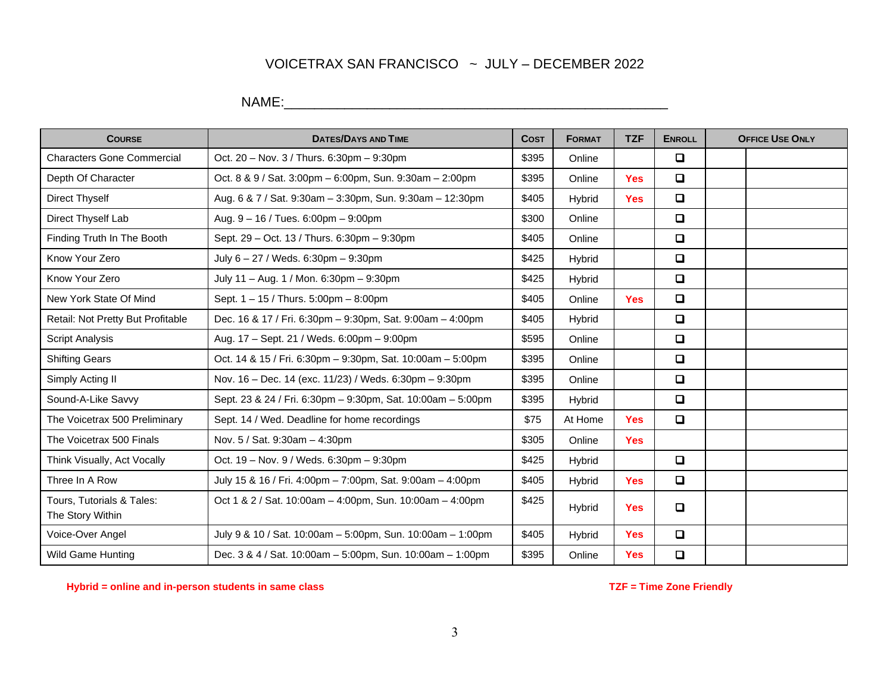VOICETRAX SAN FRANCISCO ~ JULY – DECEMBER 2022

NAME:______________________________________________

| COURSE | DATES/DAYS AND TIME | COST | FORMAT | TZF | ENROLL | OFFICE USE ONLY | |
|---|---|---|---|---|---|---|---|
| Characters Gone Commercial | Oct. 20 – Nov. 3 / Thurs. 6:30pm – 9:30pm | $395 | Online | | ❑ | | |
| Depth Of Character | Oct. 8 & 9 / Sat. 3:00pm – 6:00pm, Sun. 9:30am – 2:00pm | $395 | Online | Yes | ❑ | | |
| Direct Thyself | Aug. 6 & 7 / Sat. 9:30am – 3:30pm, Sun. 9:30am – 12:30pm | $405 | Hybrid | Yes | ❑ | | |
| Direct Thyself Lab | Aug. 9 – 16 / Tues. 6:00pm – 9:00pm | $300 | Online | | ❑ | | |
| Finding Truth In The Booth | Sept. 29 – Oct. 13 / Thurs. 6:30pm – 9:30pm | $405 | Online | | ❑ | | |
| Know Your Zero | July 6 – 27 / Weds. 6:30pm – 9:30pm | $425 | Hybrid | | ❑ | | |
| Know Your Zero | July 11 – Aug. 1 / Mon. 6:30pm – 9:30pm | $425 | Hybrid | | ❑ | | |
| New York State Of Mind | Sept. 1 – 15 / Thurs. 5:00pm – 8:00pm | $405 | Online | Yes | ❑ | | |
| Retail: Not Pretty But Profitable | Dec. 16 & 17 / Fri. 6:30pm – 9:30pm, Sat. 9:00am – 4:00pm | $405 | Hybrid | | ❑ | | |
| Script Analysis | Aug. 17 – Sept. 21 / Weds. 6:00pm – 9:00pm | $595 | Online | | ❑ | | |
| Shifting Gears | Oct. 14 & 15 / Fri. 6:30pm – 9:30pm, Sat. 10:00am – 5:00pm | $395 | Online | | ❑ | | |
| Simply Acting II | Nov. 16 – Dec. 14 (exc. 11/23) / Weds. 6:30pm – 9:30pm | $395 | Online | | ❑ | | |
| Sound-A-Like Savvy | Sept. 23 & 24 / Fri. 6:30pm – 9:30pm, Sat. 10:00am – 5:00pm | $395 | Hybrid | | ❑ | | |
| The Voicetrax 500 Preliminary | Sept. 14 / Wed. Deadline for home recordings | $75 | At Home | Yes | ❑ | | |
| The Voicetrax 500 Finals | Nov. 5 / Sat. 9:30am – 4:30pm | $305 | Online | Yes | | | |
| Think Visually, Act Vocally | Oct. 19 – Nov. 9 / Weds. 6:30pm – 9:30pm | $425 | Hybrid | | ❑ | | |
| Three In A Row | July 15 & 16 / Fri. 4:00pm – 7:00pm, Sat. 9:00am – 4:00pm | $405 | Hybrid | Yes | ❑ | | |
| Tours, Tutorials & Tales: The Story Within | Oct 1 & 2 / Sat. 10:00am – 4:00pm, Sun. 10:00am – 4:00pm | $425 | Hybrid | Yes | ❑ | | |
| Voice-Over Angel | July 9 & 10 / Sat. 10:00am – 5:00pm, Sun. 10:00am – 1:00pm | $405 | Hybrid | Yes | ❑ | | |
| Wild Game Hunting | Dec. 3 & 4 / Sat. 10:00am – 5:00pm, Sun. 10:00am – 1:00pm | $395 | Online | Yes | ❑ | | |

**Hybrid = online and in-person students in same class**

**TZF = Time Zone Friendly**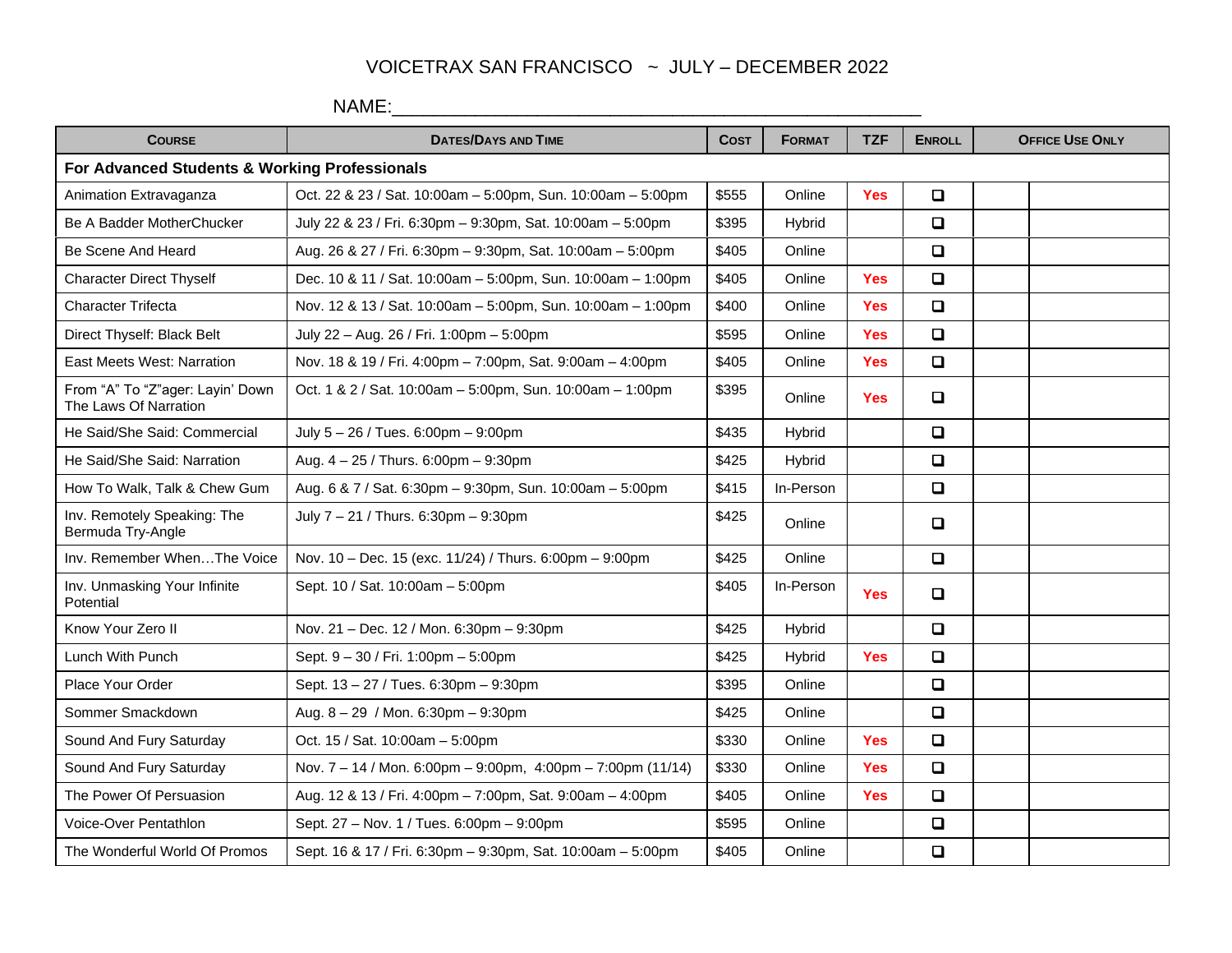VOICETRAX SAN FRANCISCO ~ JULY – DECEMBER 2022

NAME:_______________________________________________

| COURSE | DATES/DAYS AND TIME | COST | FORMAT | TZF | ENROLL | OFFICE USE ONLY | |
|---|---|---|---|---|---|---|---|
| **For Advanced Students & Working Professionals** | | | | | | | |
| Animation Extravaganza | Oct. 22 & 23 / Sat. 10:00am – 5:00pm, Sun. 10:00am – 5:00pm | $555 | Online | Yes | ❑ | | |
| Be A Badder MotherChucker | July 22 & 23 / Fri. 6:30pm – 9:30pm, Sat. 10:00am – 5:00pm | $395 | Hybrid | | ❑ | | |
| Be Scene And Heard | Aug. 26 & 27 / Fri. 6:30pm – 9:30pm, Sat. 10:00am – 5:00pm | $405 | Online | | ❑ | | |
| Character Direct Thyself | Dec. 10 & 11 / Sat. 10:00am – 5:00pm, Sun. 10:00am – 1:00pm | $405 | Online | Yes | ❑ | | |
| Character Trifecta | Nov. 12 & 13 / Sat. 10:00am – 5:00pm, Sun. 10:00am – 1:00pm | $400 | Online | Yes | ❑ | | |
| Direct Thyself: Black Belt | July 22 – Aug. 26 / Fri. 1:00pm – 5:00pm | $595 | Online | Yes | ❑ | | |
| East Meets West: Narration | Nov. 18 & 19 / Fri. 4:00pm – 7:00pm, Sat. 9:00am – 4:00pm | $405 | Online | Yes | ❑ | | |
| From "A" To "Z"ager: Layin' Down The Laws Of Narration | Oct. 1 & 2 / Sat. 10:00am – 5:00pm, Sun. 10:00am – 1:00pm | $395 | Online | Yes | ❑ | | |
| He Said/She Said: Commercial | July 5 – 26 / Tues. 6:00pm – 9:00pm | $435 | Hybrid | | ❑ | | |
| He Said/She Said: Narration | Aug. 4 – 25 / Thurs. 6:00pm – 9:30pm | $425 | Hybrid | | ❑ | | |
| How To Walk, Talk & Chew Gum | Aug. 6 & 7 / Sat. 6:30pm – 9:30pm, Sun. 10:00am – 5:00pm | $415 | In-Person | | ❑ | | |
| Inv. Remotely Speaking: The Bermuda Try-Angle | July 7 – 21 / Thurs. 6:30pm – 9:30pm | $425 | Online | | ❑ | | |
| Inv. Remember When…The Voice | Nov. 10 – Dec. 15 (exc. 11/24) / Thurs. 6:00pm – 9:00pm | $425 | Online | | ❑ | | |
| Inv. Unmasking Your Infinite Potential | Sept. 10 / Sat. 10:00am – 5:00pm | $405 | In-Person | Yes | ❑ | | |
| Know Your Zero II | Nov. 21 – Dec. 12 / Mon. 6:30pm – 9:30pm | $425 | Hybrid | | ❑ | | |
| Lunch With Punch | Sept. 9 – 30 / Fri. 1:00pm – 5:00pm | $425 | Hybrid | Yes | ❑ | | |
| Place Your Order | Sept. 13 – 27 / Tues. 6:30pm – 9:30pm | $395 | Online | | ❑ | | |
| Sommer Smackdown | Aug. 8 – 29 / Mon. 6:30pm – 9:30pm | $425 | Online | | ❑ | | |
| Sound And Fury Saturday | Oct. 15 / Sat. 10:00am – 5:00pm | $330 | Online | Yes | ❑ | | |
| Sound And Fury Saturday | Nov. 7 – 14 / Mon. 6:00pm – 9:00pm, 4:00pm – 7:00pm (11/14) | $330 | Online | Yes | ❑ | | |
| The Power Of Persuasion | Aug. 12 & 13 / Fri. 4:00pm – 7:00pm, Sat. 9:00am – 4:00pm | $405 | Online | Yes | ❑ | | |
| Voice-Over Pentathlon | Sept. 27 – Nov. 1 / Tues. 6:00pm – 9:00pm | $595 | Online | | ❑ | | |
| The Wonderful World Of Promos | Sept. 16 & 17 / Fri. 6:30pm – 9:30pm, Sat. 10:00am – 5:00pm | $405 | Online | | ❑ | | |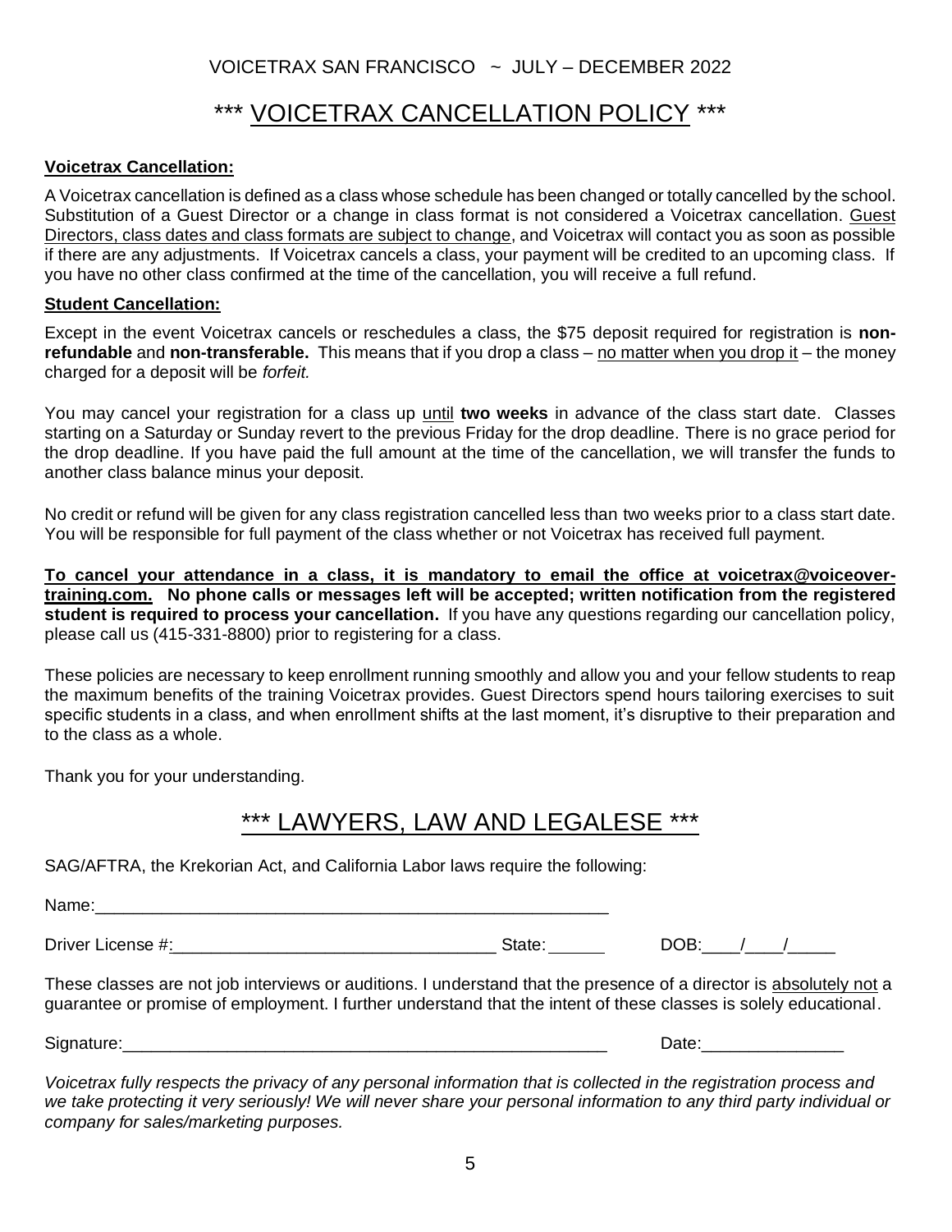VOICETRAX SAN FRANCISCO ~ JULY – DECEMBER 2022

# *** VOICETRAX CANCELLATION POLICY ***

**Voicetrax Cancellation:**

A Voicetrax cancellation is defined as a class whose schedule has been changed or totally cancelled by the school. Substitution of a Guest Director or a change in class format is not considered a Voicetrax cancellation. Guest Directors, class dates and class formats are subject to change, and Voicetrax will contact you as soon as possible if there are any adjustments. If Voicetrax cancels a class, your payment will be credited to an upcoming class. If you have no other class confirmed at the time of the cancellation, you will receive a full refund.

**Student Cancellation:**

Except in the event Voicetrax cancels or reschedules a class, the $75 deposit required for registration is **non-refundable** and **non-transferable.** This means that if you drop a class – no matter when you drop it – the money charged for a deposit will be *forfeit.*

You may cancel your registration for a class up until **two weeks** in advance of the class start date. Classes starting on a Saturday or Sunday revert to the previous Friday for the drop deadline. There is no grace period for the drop deadline. If you have paid the full amount at the time of the cancellation, we will transfer the funds to another class balance minus your deposit.

No credit or refund will be given for any class registration cancelled less than two weeks prior to a class start date. You will be responsible for full payment of the class whether or not Voicetrax has received full payment.

**To cancel your attendance in a class, it is mandatory to email the office at voicetrax@voiceover-training.com. No phone calls or messages left will be accepted; written notification from the registered student is required to process your cancellation.** If you have any questions regarding our cancellation policy, please call us (415-331-8800) prior to registering for a class.

These policies are necessary to keep enrollment running smoothly and allow you and your fellow students to reap the maximum benefits of the training Voicetrax provides. Guest Directors spend hours tailoring exercises to suit specific students in a class, and when enrollment shifts at the last moment, it's disruptive to their preparation and to the class as a whole.

Thank you for your understanding.

# *** LAWYERS, LAW AND LEGALESE ***

SAG/AFTRA, the Krekorian Act, and California Labor laws require the following:

Name:_______________________________________________________

Driver License #:_________________________________ State:______ DOB:____/____/_____

These classes are not job interviews or auditions. I understand that the presence of a director is absolutely not a guarantee or promise of employment. I further understand that the intent of these classes is solely educational.

Signature:____________________________________________________ Date:_______________

*Voicetrax fully respects the privacy of any personal information that is collected in the registration process and we take protecting it very seriously! We will never share your personal information to any third party individual or company for sales/marketing purposes.*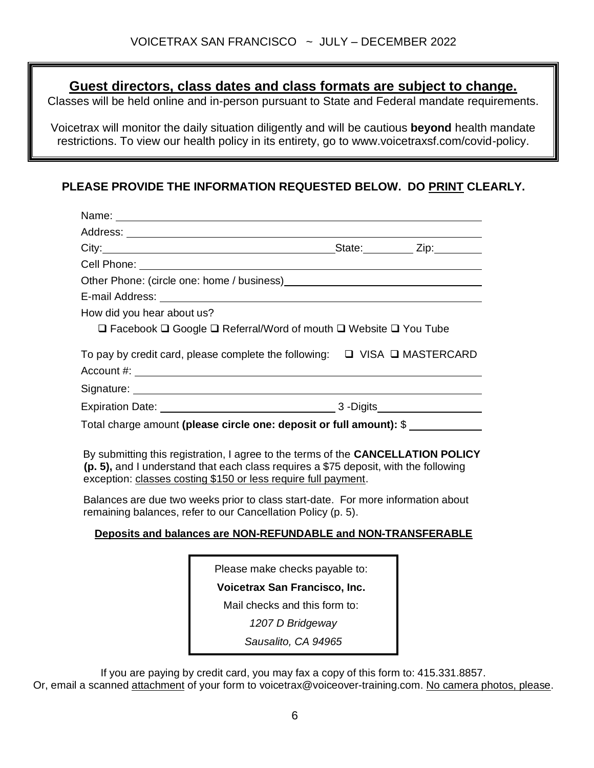**<u>Guest directors, class dates and class formats are subject to change.</u>**

Classes will be held online and in-person pursuant to State and Federal mandate requirements.

Voicetrax will monitor the daily situation diligently and will be cautious **beyond** health mandate restrictions. To view our health policy in its entirety, go to www.voicetraxsf.com/covid-policy.

**PLEASE PROVIDE THE INFORMATION REQUESTED BELOW. DO <u>PRINT</u> CLEARLY.**

Name: ______________________________

Address: ______________________________

City: ______________________ State: ________ Zip: ________

Cell Phone: ______________________________

Other Phone: (circle one: home / business) ______________________________

E-mail Address: ______________________________

How did you hear about us?

❑ Facebook ❑ Google ❑ Referral/Word of mouth ❑ Website ❑ You Tube

To pay by credit card, please complete the following: ❑ VISA ❑ MASTERCARD

Account #: ______________________________

Signature: ______________________________

Expiration Date: ______________________ 3 -Digits ________________

Total charge amount **(please circle one: deposit or full amount):** $ ____________

By submitting this registration, I agree to the terms of the **CANCELLATION POLICY (p. 5),** and I understand that each class requires a $75 deposit, with the following exception: <u>classes costing $150 or less require full payment</u>.

Balances are due two weeks prior to class start-date. For more information about remaining balances, refer to our Cancellation Policy (p. 5).

**<u>Deposits and balances are NON-REFUNDABLE and NON-TRANSFERABLE</u>**

Please make checks payable to:

**Voicetrax San Francisco, Inc.**

Mail checks and this form to:

*1207 D Bridgeway*

*Sausalito, CA 94965*

If you are paying by credit card, you may fax a copy of this form to: 415.331.8857.
Or, email a scanned <u>attachment</u> of your form to voicetrax@voiceover-training.com. <u>No camera photos, please</u>.